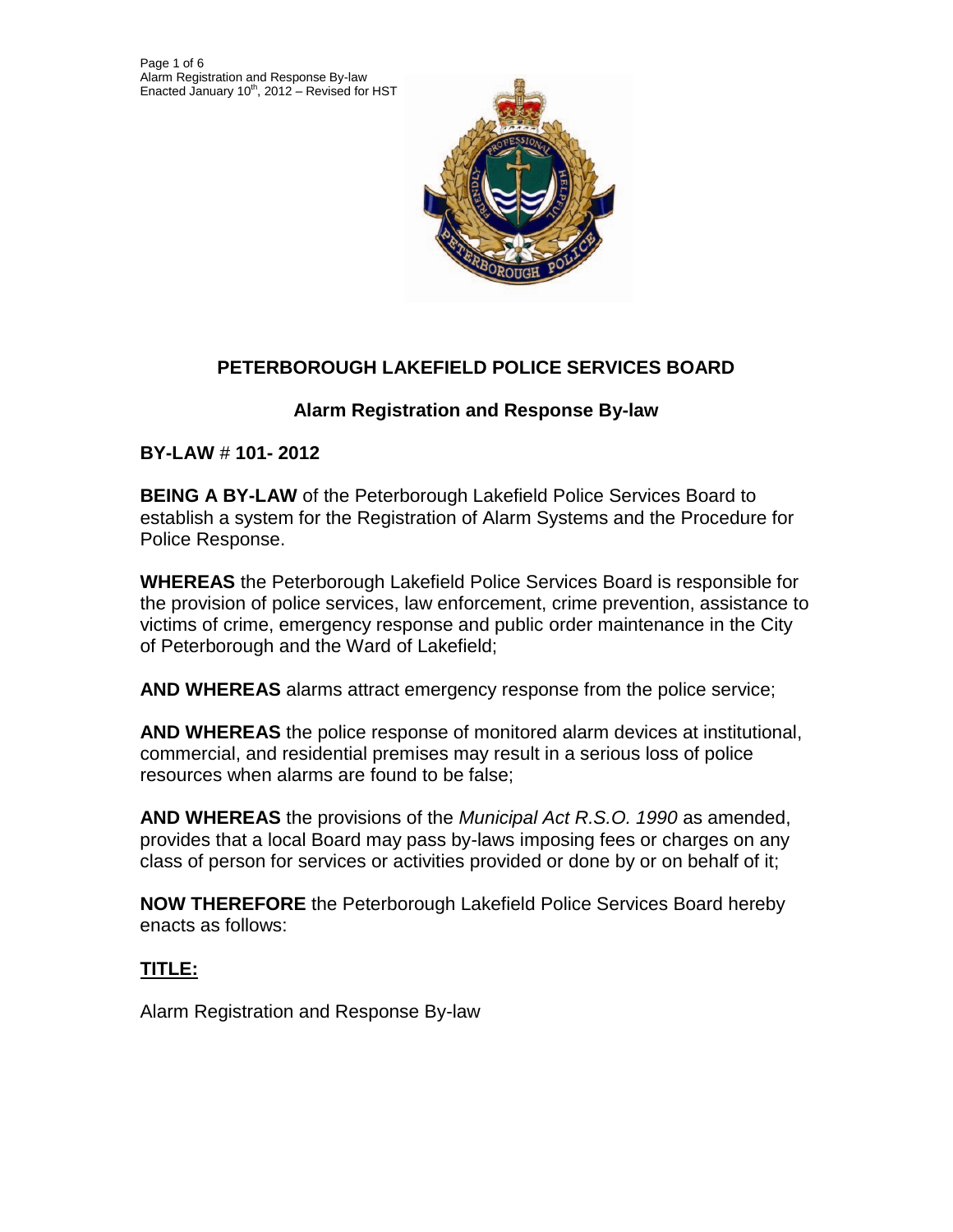# PETERBOROUGH LAKEFIELD POLICE SERVICES BOARD

## Alarm Registration and Response By-law

**BY-LAW # 101- 2012**

**BEING A BY-LAW** of the Peterborough Lakefield Police Services Board to establish a system for the Registration of Alarm Systems and the Procedure for Police Response.

**WHEREAS** the Peterborough Lakefield Police Services Board is responsible for the provision of police services, law enforcement, crime prevention, assistance to victims of crime, emergency response and public order maintenance in the City of Peterborough and the Ward of Lakefield;

**AND WHEREAS** alarms attract emergency response from the police service;

**AND WHEREAS** the police response of monitored alarm devices at institutional, commercial, and residential premises may result in a serious loss of police resources when alarms are found to be false;

**AND WHEREAS** the provisions of the *Municipal Act R.S.O. 1990* as amended, provides that a local Board may pass by-laws imposing fees or charges on any class of person for services or activities provided or done by or on behalf of it;

**NOW THEREFORE** the Peterborough Lakefield Police Services Board hereby enacts as follows:

**TITLE:**

Alarm Registration and Response By-law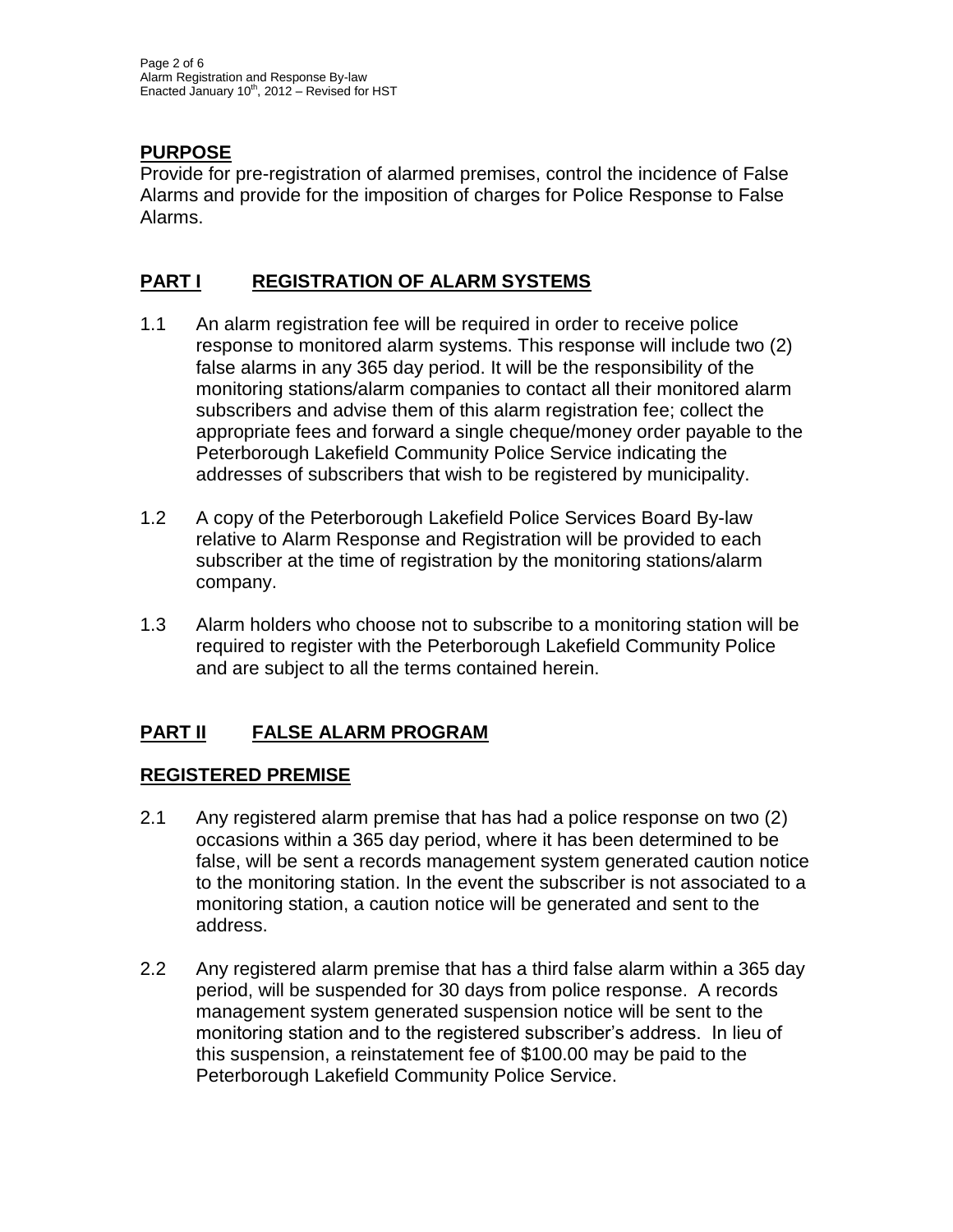## PURPOSE

Provide for pre-registration of alarmed premises, control the incidence of False Alarms and provide for the imposition of charges for Police Response to False Alarms.

## PART I REGISTRATION OF ALARM SYSTEMS

1.1 An alarm registration fee will be required in order to receive police response to monitored alarm systems. This response will include two (2) false alarms in any 365 day period. It will be the responsibility of the monitoring stations/alarm companies to contact all their monitored alarm subscribers and advise them of this alarm registration fee; collect the appropriate fees and forward a single cheque/money order payable to the Peterborough Lakefield Community Police Service indicating the addresses of subscribers that wish to be registered by municipality.

1.2 A copy of the Peterborough Lakefield Police Services Board By-law relative to Alarm Response and Registration will be provided to each subscriber at the time of registration by the monitoring stations/alarm company.

1.3 Alarm holders who choose not to subscribe to a monitoring station will be required to register with the Peterborough Lakefield Community Police and are subject to all the terms contained herein.

## PART II FALSE ALARM PROGRAM

### REGISTERED PREMISE

2.1 Any registered alarm premise that has had a police response on two (2) occasions within a 365 day period, where it has been determined to be false, will be sent a records management system generated caution notice to the monitoring station. In the event the subscriber is not associated to a monitoring station, a caution notice will be generated and sent to the address.

2.2 Any registered alarm premise that has a third false alarm within a 365 day period, will be suspended for 30 days from police response. A records management system generated suspension notice will be sent to the monitoring station and to the registered subscriber's address. In lieu of this suspension, a reinstatement fee of $100.00 may be paid to the Peterborough Lakefield Community Police Service.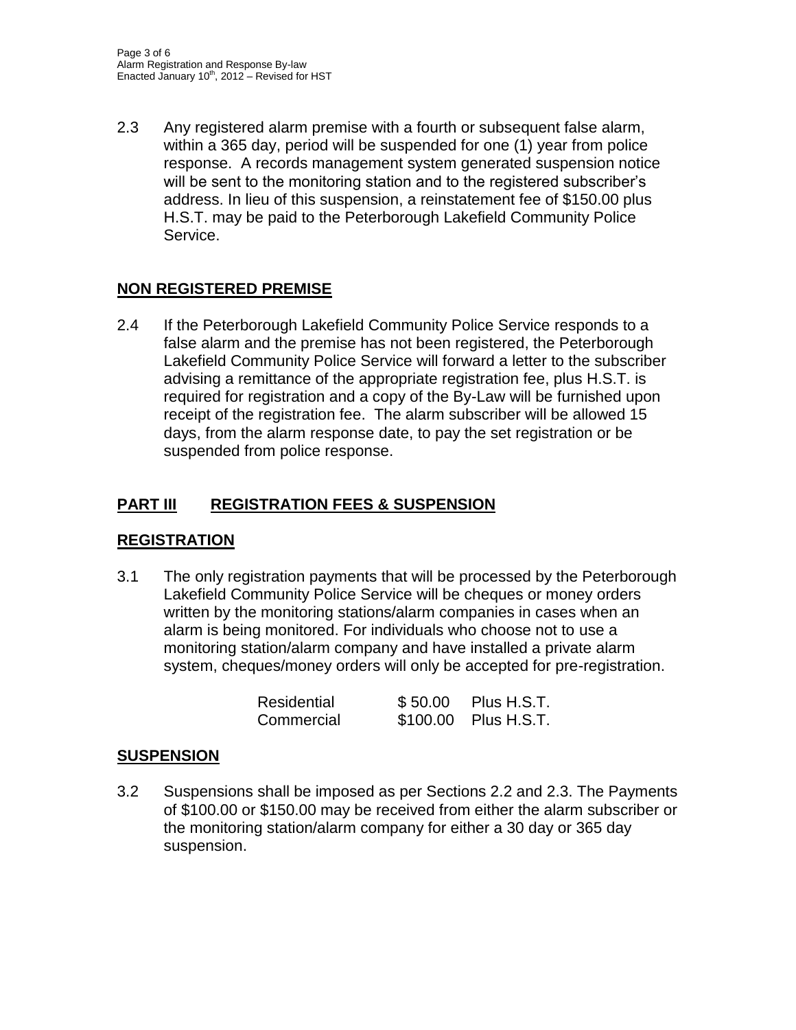2.3 Any registered alarm premise with a fourth or subsequent false alarm, within a 365 day, period will be suspended for one (1) year from police response. A records management system generated suspension notice will be sent to the monitoring station and to the registered subscriber's address. In lieu of this suspension, a reinstatement fee of $150.00 plus H.S.T. may be paid to the Peterborough Lakefield Community Police Service.

## NON REGISTERED PREMISE

2.4 If the Peterborough Lakefield Community Police Service responds to a false alarm and the premise has not been registered, the Peterborough Lakefield Community Police Service will forward a letter to the subscriber advising a remittance of the appropriate registration fee, plus H.S.T. is required for registration and a copy of the By-Law will be furnished upon receipt of the registration fee. The alarm subscriber will be allowed 15 days, from the alarm response date, to pay the set registration or be suspended from police response.

## PART III REGISTRATION FEES & SUSPENSION

## REGISTRATION

3.1 The only registration payments that will be processed by the Peterborough Lakefield Community Police Service will be cheques or money orders written by the monitoring stations/alarm companies in cases when an alarm is being monitored. For individuals who choose not to use a monitoring station/alarm company and have installed a private alarm system, cheques/money orders will only be accepted for pre-registration.

| | | |
|---|---|---|
| Residential | $ 50.00 | Plus H.S.T. |
| Commercial | $100.00 | Plus H.S.T. |

## SUSPENSION

3.2 Suspensions shall be imposed as per Sections 2.2 and 2.3. The Payments of $100.00 or $150.00 may be received from either the alarm subscriber or the monitoring station/alarm company for either a 30 day or 365 day suspension.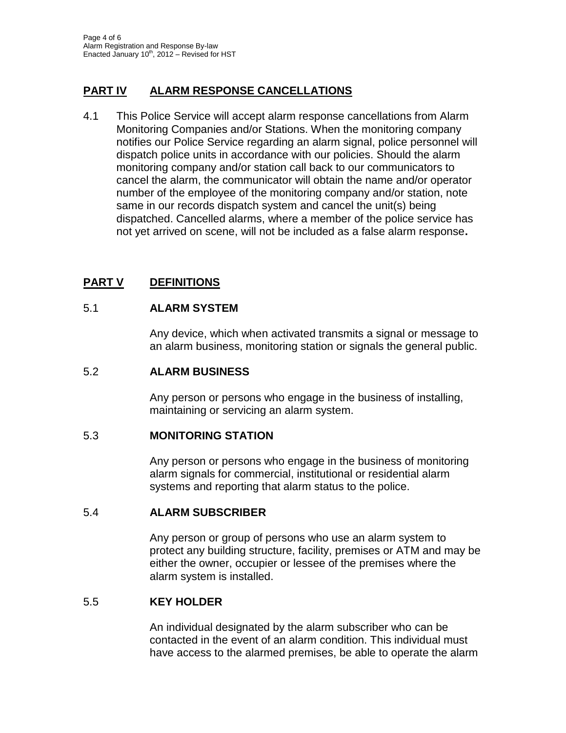## PART IV ALARM RESPONSE CANCELLATIONS

4.1 This Police Service will accept alarm response cancellations from Alarm Monitoring Companies and/or Stations. When the monitoring company notifies our Police Service regarding an alarm signal, police personnel will dispatch police units in accordance with our policies. Should the alarm monitoring company and/or station call back to our communicators to cancel the alarm, the communicator will obtain the name and/or operator number of the employee of the monitoring company and/or station, note same in our records dispatch system and cancel the unit(s) being dispatched. Cancelled alarms, where a member of the police service has not yet arrived on scene, will not be included as a false alarm response**.**

## PART V DEFINITIONS

### 5.1 ALARM SYSTEM

Any device, which when activated transmits a signal or message to an alarm business, monitoring station or signals the general public.

### 5.2 ALARM BUSINESS

Any person or persons who engage in the business of installing, maintaining or servicing an alarm system.

### 5.3 MONITORING STATION

Any person or persons who engage in the business of monitoring alarm signals for commercial, institutional or residential alarm systems and reporting that alarm status to the police.

### 5.4 ALARM SUBSCRIBER

Any person or group of persons who use an alarm system to protect any building structure, facility, premises or ATM and may be either the owner, occupier or lessee of the premises where the alarm system is installed.

### 5.5 KEY HOLDER

An individual designated by the alarm subscriber who can be contacted in the event of an alarm condition. This individual must have access to the alarmed premises, be able to operate the alarm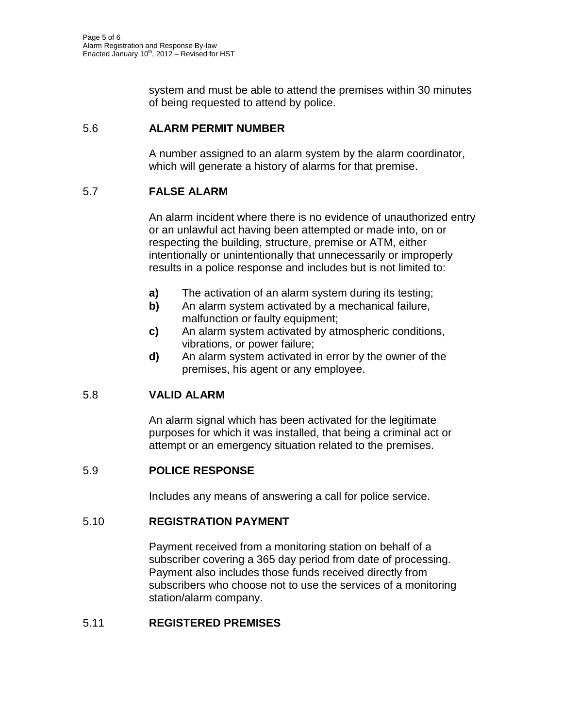system and must be able to attend the premises within 30 minutes of being requested to attend by police.

### 5.6 ALARM PERMIT NUMBER

A number assigned to an alarm system by the alarm coordinator, which will generate a history of alarms for that premise.

### 5.7 FALSE ALARM

An alarm incident where there is no evidence of unauthorized entry or an unlawful act having been attempted or made into, on or respecting the building, structure, premise or ATM, either intentionally or unintentionally that unnecessarily or improperly results in a police response and includes but is not limited to:

- **a)** The activation of an alarm system during its testing;
- **b)** An alarm system activated by a mechanical failure, malfunction or faulty equipment;
- **c)** An alarm system activated by atmospheric conditions, vibrations, or power failure;
- **d)** An alarm system activated in error by the owner of the premises, his agent or any employee.

### 5.8 VALID ALARM

An alarm signal which has been activated for the legitimate purposes for which it was installed, that being a criminal act or attempt or an emergency situation related to the premises.

### 5.9 POLICE RESPONSE

Includes any means of answering a call for police service.

### 5.10 REGISTRATION PAYMENT

Payment received from a monitoring station on behalf of a subscriber covering a 365 day period from date of processing. Payment also includes those funds received directly from subscribers who choose not to use the services of a monitoring station/alarm company.

### 5.11 REGISTERED PREMISES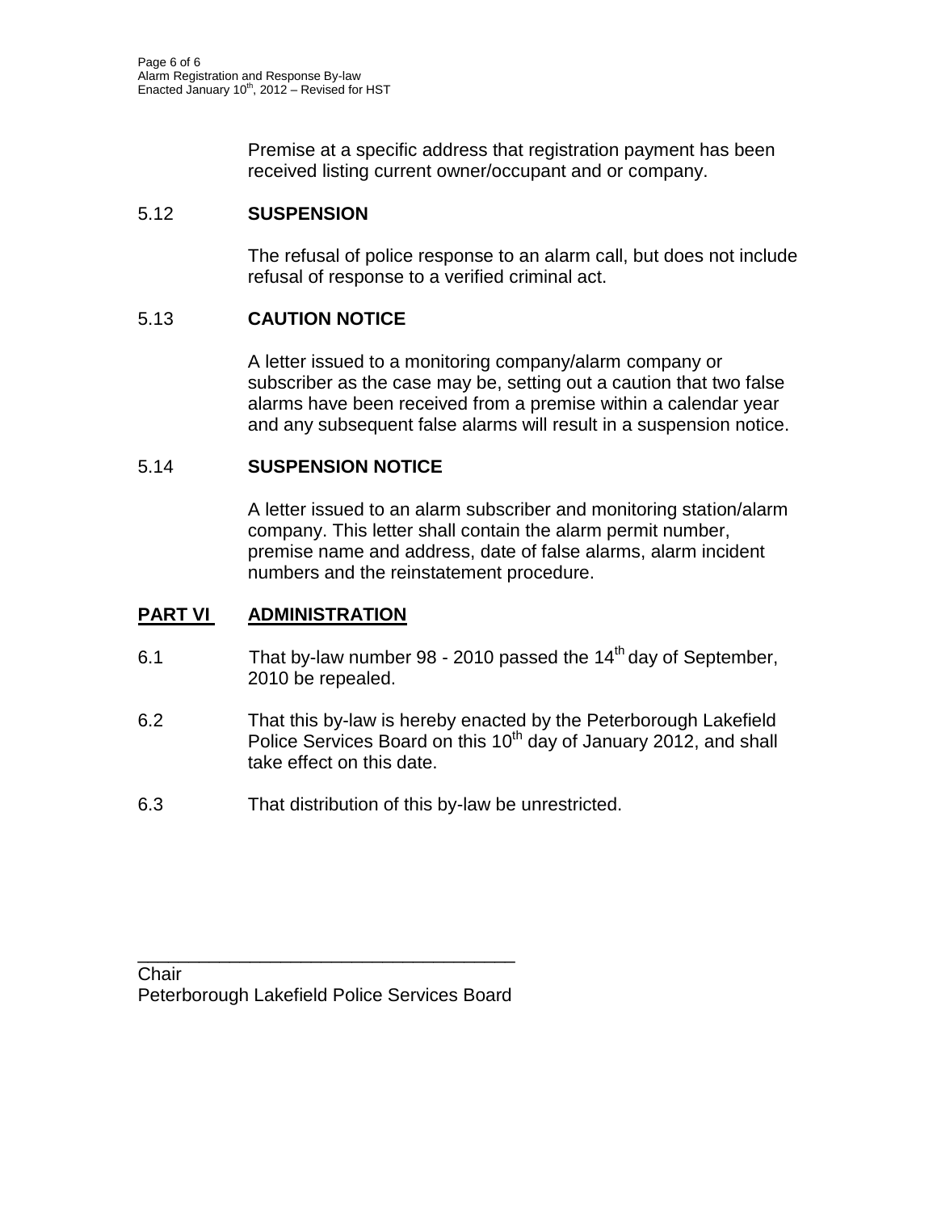Premise at a specific address that registration payment has been received listing current owner/occupant and or company.

5.12 **SUSPENSION**

The refusal of police response to an alarm call, but does not include refusal of response to a verified criminal act.

5.13 **CAUTION NOTICE**

A letter issued to a monitoring company/alarm company or subscriber as the case may be, setting out a caution that two false alarms have been received from a premise within a calendar year and any subsequent false alarms will result in a suspension notice.

5.14 **SUSPENSION NOTICE**

A letter issued to an alarm subscriber and monitoring station/alarm company. This letter shall contain the alarm permit number, premise name and address, date of false alarms, alarm incident numbers and the reinstatement procedure.

## **PART VI ADMINISTRATION**

6.1 That by-law number 98 - 2010 passed the 14th day of September, 2010 be repealed.

6.2 That this by-law is hereby enacted by the Peterborough Lakefield Police Services Board on this 10th day of January 2012, and shall take effect on this date.

6.3 That distribution of this by-law be unrestricted.

\_\_\_\_\_\_\_\_\_\_\_\_\_\_\_\_\_\_\_\_\_\_\_\_\_\_\_\_\_\_\_\_\_\_\_\_

Chair
Peterborough Lakefield Police Services Board